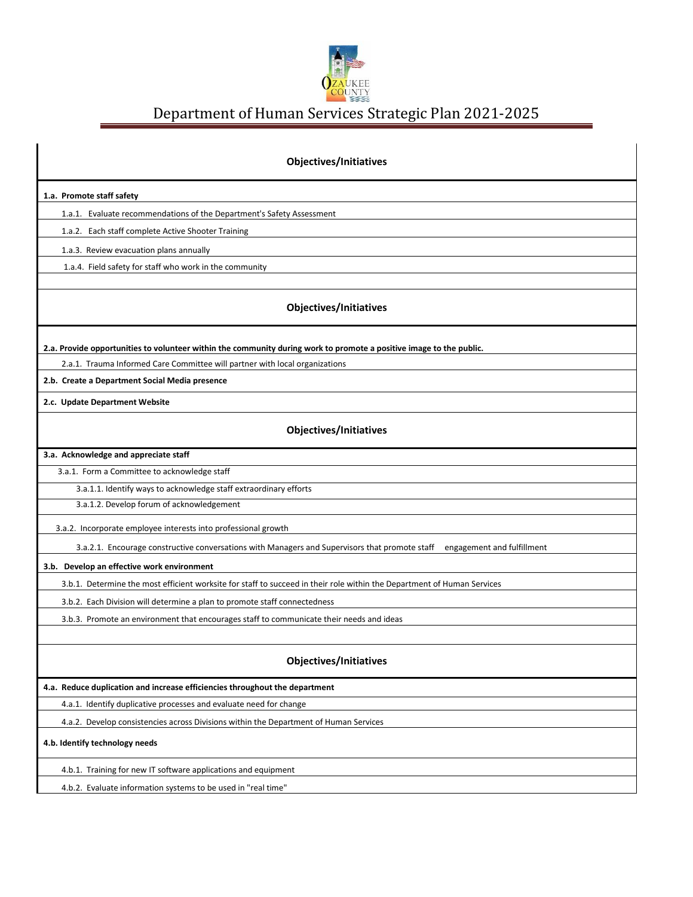# Department of Human Services Strategic Plan 2021-2025

| Objectives/Initiatives |
|---|
| **1.a. Promote staff safety** |
| 1.a.1. Evaluate recommendations of the Department's Safety Assessment |
| 1.a.2. Each staff complete Active Shooter Training |
| 1.a.3. Review evacuation plans annually |
| 1.a.4. Field safety for staff who work in the community |

| Objectives/Initiatives |
|---|
| **2.a. Provide opportunities to volunteer within the community during work to promote a positive image to the public.** |
| 2.a.1. Trauma Informed Care Committee will partner with local organizations |
| **2.b. Create a Department Social Media presence** |
| **2.c. Update Department Website** |

| Objectives/Initiatives |
|---|
| **3.a. Acknowledge and appreciate staff** |
| 3.a.1. Form a Committee to acknowledge staff |
| 3.a.1.1. Identify ways to acknowledge staff extraordinary efforts |
| 3.a.1.2. Develop forum of acknowledgement |
| 3.a.2. Incorporate employee interests into professional growth |
| 3.a.2.1. Encourage constructive conversations with Managers and Supervisors that promote staff engagement and fulfillment |
| **3.b. Develop an effective work environment** |
| 3.b.1. Determine the most efficient worksite for staff to succeed in their role within the Department of Human Services |
| 3.b.2. Each Division will determine a plan to promote staff connectedness |
| 3.b.3. Promote an environment that encourages staff to communicate their needs and ideas |

| Objectives/Initiatives |
|---|
| **4.a. Reduce duplication and increase efficiencies throughout the department** |
| 4.a.1. Identify duplicative processes and evaluate need for change |
| 4.a.2. Develop consistencies across Divisions within the Department of Human Services |
| **4.b. Identify technology needs** |
| 4.b.1. Training for new IT software applications and equipment |
| 4.b.2. Evaluate information systems to be used in "real time" |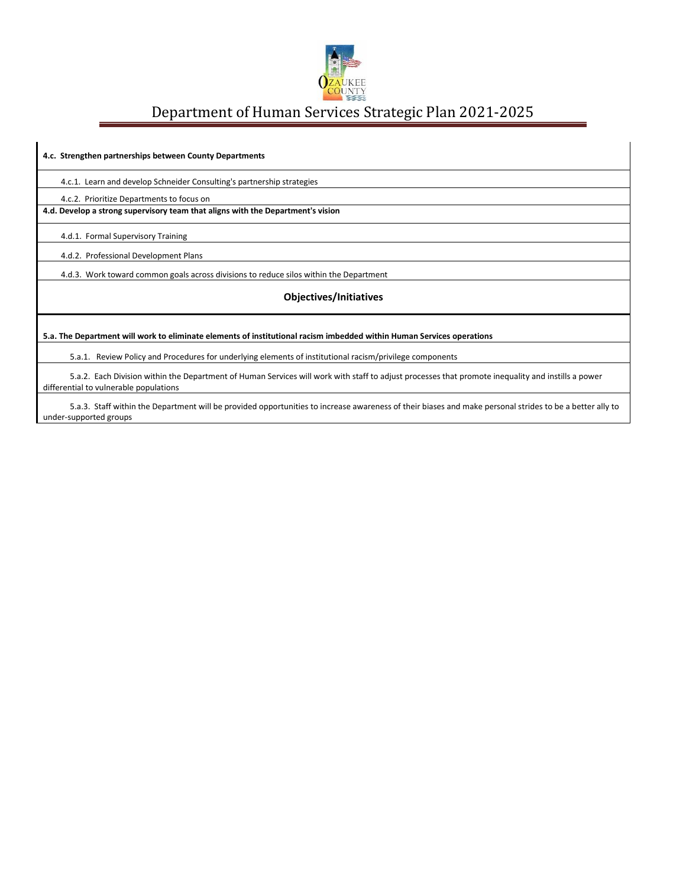**4.c. Strengthen partnerships between County Departments**

- 4.c.1. Learn and develop Schneider Consulting's partnership strategies
- 4.c.2. Prioritize Departments to focus on

**4.d. Develop a strong supervisory team that aligns with the Department's vision**

- 4.d.1. Formal Supervisory Training
- 4.d.2. Professional Development Plans
- 4.d.3. Work toward common goals across divisions to reduce silos within the Department

## Objectives/Initiatives

**5.a. The Department will work to eliminate elements of institutional racism imbedded within Human Services operations**

- 5.a.1. Review Policy and Procedures for underlying elements of institutional racism/privilege components
- 5.a.2. Each Division within the Department of Human Services will work with staff to adjust processes that promote inequality and instills a power differential to vulnerable populations
- 5.a.3. Staff within the Department will be provided opportunities to increase awareness of their biases and make personal strides to be a better ally to under-supported groups